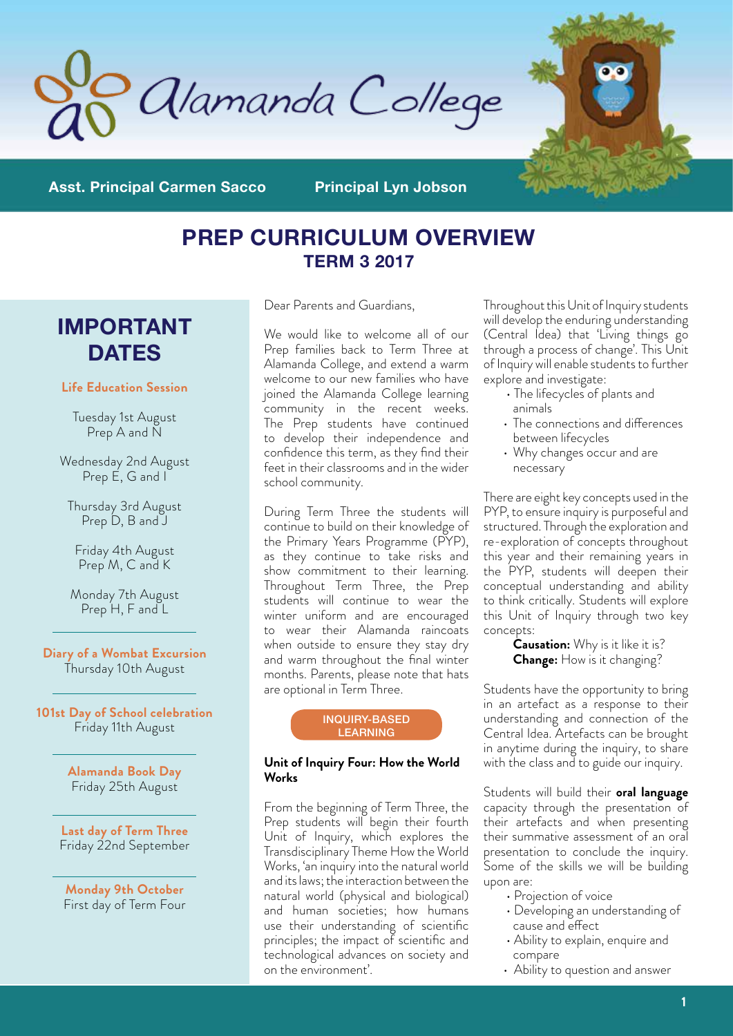# Alamanda College

**Asst. Principal Carmen Sacco** **Principal Lyn Jobson**

# PREP CURRICULUM OVERVIEW

## TERM 3 2017

## IMPORTANT DATES

**Life Education Session**

Tuesday 1st August
Prep A and N

Wednesday 2nd August
Prep E, G and I

Thursday 3rd August
Prep D, B and J

Friday 4th August
Prep M, C and K

Monday 7th August
Prep H, F and L

**Diary of a Wombat Excursion**
Thursday 10th August

**101st Day of School celebration**
Friday 11th August

**Alamanda Book Day**
Friday 25th August

**Last day of Term Three**
Friday 22nd September

**Monday 9th October**
First day of Term Four

---

Dear Parents and Guardians,

We would like to welcome all of our Prep families back to Term Three at Alamanda College, and extend a warm welcome to our new families who have joined the Alamanda College learning community in the recent weeks. The Prep students have continued to develop their independence and confidence this term, as they find their feet in their classrooms and in the wider school community.

During Term Three the students will continue to build on their knowledge of the Primary Years Programme (PYP), as they continue to take risks and show commitment to their learning. Throughout Term Three, the Prep students will continue to wear the winter uniform and are encouraged to wear their Alamanda raincoats when outside to ensure they stay dry and warm throughout the final winter months. Parents, please note that hats are optional in Term Three.

## INQUIRY-BASED LEARNING

**Unit of Inquiry Four: How the World Works**

From the beginning of Term Three, the Prep students will begin their fourth Unit of Inquiry, which explores the Transdisciplinary Theme How the World Works, 'an inquiry into the natural world and its laws; the interaction between the natural world (physical and biological) and human societies; how humans use their understanding of scientific principles; the impact of scientific and technological advances on society and on the environment'.

Throughout this Unit of Inquiry students will develop the enduring understanding (Central Idea) that 'Living things go through a process of change'. This Unit of Inquiry will enable students to further explore and investigate:

- The lifecycles of plants and animals
- The connections and differences between lifecycles
- Why changes occur and are necessary

There are eight key concepts used in the PYP, to ensure inquiry is purposeful and structured. Through the exploration and re-exploration of concepts throughout this year and their remaining years in the PYP, students will deepen their conceptual understanding and ability to think critically. Students will explore this Unit of Inquiry through two key concepts:

**Causation:** Why is it like it is?
**Change:** How is it changing?

Students have the opportunity to bring in an artefact as a response to their understanding and connection of the Central Idea. Artefacts can be brought in anytime during the inquiry, to share with the class and to guide our inquiry.

Students will build their **oral language** capacity through the presentation of their artefacts and when presenting their summative assessment of an oral presentation to conclude the inquiry. Some of the skills we will be building upon are:

- Projection of voice
- Developing an understanding of cause and effect
- Ability to explain, enquire and compare
- Ability to question and answer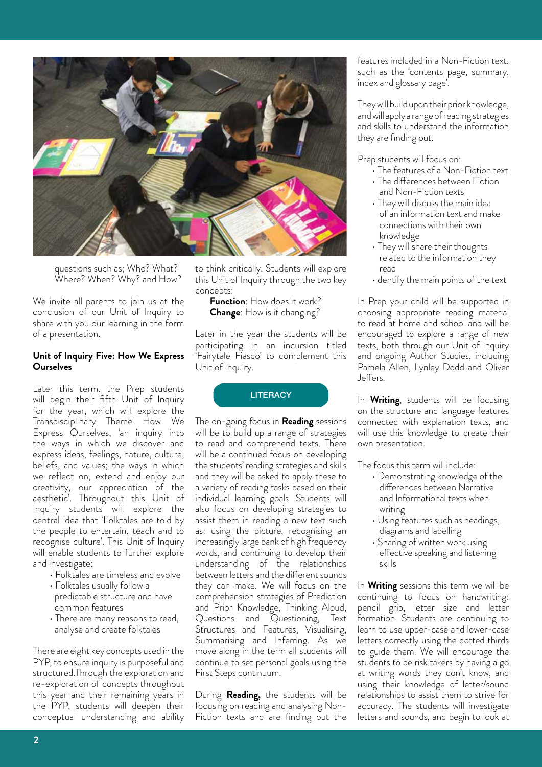questions such as; Who? What? Where? When? Why? and How?

We invite all parents to join us at the conclusion of our Unit of Inquiry to share with you our learning in the form of a presentation.

**Unit of Inquiry Five: How We Express Ourselves**

Later this term, the Prep students will begin their fifth Unit of Inquiry for the year, which will explore the Transdisciplinary Theme How We Express Ourselves, 'an inquiry into the ways in which we discover and express ideas, feelings, nature, culture, beliefs, and values; the ways in which we reflect on, extend and enjoy our creativity, our appreciation of the aesthetic'. Throughout this Unit of Inquiry students will explore the central idea that 'Folktales are told by the people to entertain, teach and to recognise culture'. This Unit of Inquiry will enable students to further explore and investigate:

- Folktales are timeless and evolve
- Folktales usually follow a predictable structure and have common features
- There are many reasons to read, analyse and create folktales

There are eight key concepts used in the PYP, to ensure inquiry is purposeful and structured.Through the exploration and re-exploration of concepts throughout this year and their remaining years in the PYP, students will deepen their conceptual understanding and ability to think critically. Students will explore this Unit of Inquiry through the two key concepts:

**Function**: How does it work?
**Change**: How is it changing?

Later in the year the students will be participating in an incursion titled 'Fairytale Fiasco' to complement this Unit of Inquiry.

## LITERACY

The on-going focus in **Reading** sessions will be to build up a range of strategies to read and comprehend texts. There will be a continued focus on developing the students' reading strategies and skills and they will be asked to apply these to a variety of reading tasks based on their individual learning goals. Students will also focus on developing strategies to assist them in reading a new text such as: using the picture, recognising an increasingly large bank of high frequency words, and continuing to develop their understanding of the relationships between letters and the different sounds they can make. We will focus on the comprehension strategies of Prediction and Prior Knowledge, Thinking Aloud, Questions and Questioning, Text Structures and Features, Visualising, Summarising and Inferring. As we move along in the term all students will continue to set personal goals using the First Steps continuum.

During **Reading,** the students will be focusing on reading and analysing Non-Fiction texts and are finding out the features included in a Non-Fiction text, such as the 'contents page, summary, index and glossary page'.

They will build upon their prior knowledge, and will apply a range of reading strategies and skills to understand the information they are finding out.

Prep students will focus on:

- The features of a Non-Fiction text
- The differences between Fiction and Non-Fiction texts
- They will discuss the main idea of an information text and make connections with their own knowledge
- They will share their thoughts related to the information they read
- dentify the main points of the text

In Prep your child will be supported in choosing appropriate reading material to read at home and school and will be encouraged to explore a range of new texts, both through our Unit of Inquiry and ongoing Author Studies, including Pamela Allen, Lynley Dodd and Oliver Jeffers.

In **Writing**, students will be focusing on the structure and language features connected with explanation texts, and will use this knowledge to create their own presentation.

The focus this term will include:

- Demonstrating knowledge of the differences between Narrative and Informational texts when writing
- Using features such as headings, diagrams and labelling
- Sharing of written work using effective speaking and listening skills

In **Writing** sessions this term we will be continuing to focus on handwriting: pencil grip, letter size and letter formation. Students are continuing to learn to use upper-case and lower-case letters correctly using the dotted thirds to guide them. We will encourage the students to be risk takers by having a go at writing words they don't know, and using their knowledge of letter/sound relationships to assist them to strive for accuracy. The students will investigate letters and sounds, and begin to look at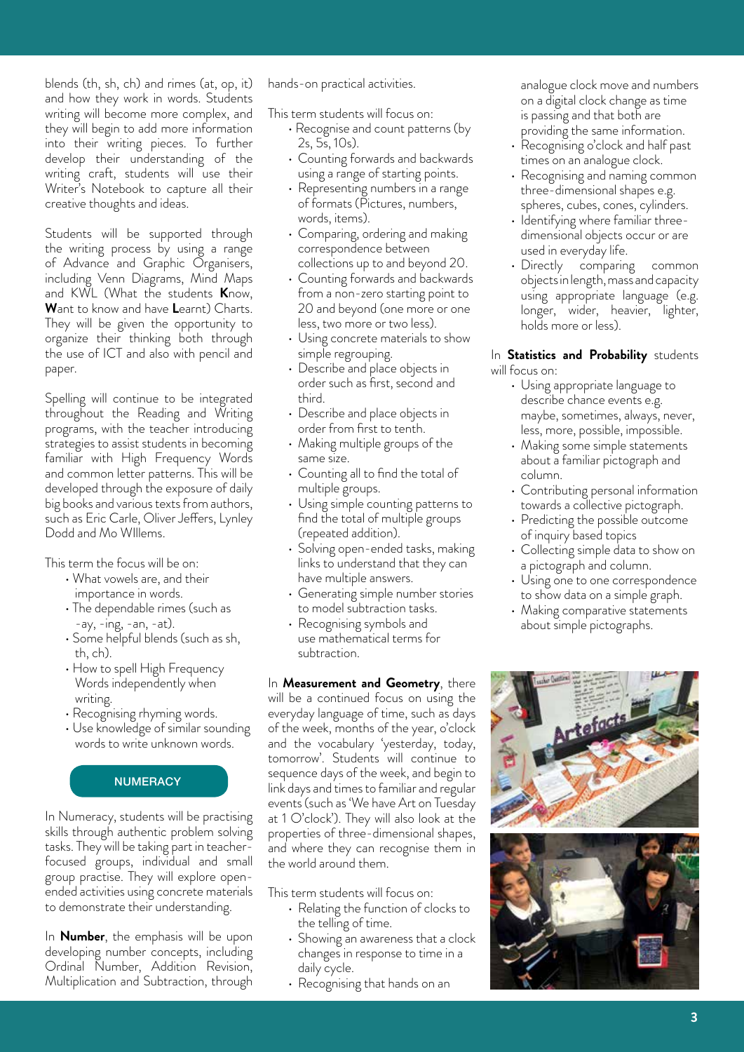blends (th, sh, ch) and rimes (at, op, it) and how they work in words. Students writing will become more complex, and they will begin to add more information into their writing pieces. To further develop their understanding of the writing craft, students will use their Writer's Notebook to capture all their creative thoughts and ideas.

Students will be supported through the writing process by using a range of Advance and Graphic Organisers, including Venn Diagrams, Mind Maps and KWL (What the students **K**now, **W**ant to know and have **L**earnt) Charts. They will be given the opportunity to organize their thinking both through the use of ICT and also with pencil and paper.

Spelling will continue to be integrated throughout the Reading and Writing programs, with the teacher introducing strategies to assist students in becoming familiar with High Frequency Words and common letter patterns. This will be developed through the exposure of daily big books and various texts from authors, such as Eric Carle, Oliver Jeffers, Lynley Dodd and Mo WIllems.

This term the focus will be on:

- What vowels are, and their importance in words.
- The dependable rimes (such as -ay, -ing, -an, -at).
- Some helpful blends (such as sh, th, ch).
- How to spell High Frequency Words independently when writing.
- Recognising rhyming words.
- Use knowledge of similar sounding words to write unknown words.

## NUMERACY

In Numeracy, students will be practising skills through authentic problem solving tasks. They will be taking part in teacher-focused groups, individual and small group practise. They will explore open-ended activities using concrete materials to demonstrate their understanding.

In **Number**, the emphasis will be upon developing number concepts, including Ordinal Number, Addition Revision, Multiplication and Subtraction, through hands-on practical activities.

This term students will focus on:

- Recognise and count patterns (by 2s, 5s, 10s).
- Counting forwards and backwards using a range of starting points.
- Representing numbers in a range of formats (Pictures, numbers, words, items).
- Comparing, ordering and making correspondence between collections up to and beyond 20.
- Counting forwards and backwards from a non-zero starting point to 20 and beyond (one more or one less, two more or two less).
- Using concrete materials to show simple regrouping.
- Describe and place objects in order such as first, second and third.
- Describe and place objects in order from first to tenth.
- Making multiple groups of the same size.
- Counting all to find the total of multiple groups.
- Using simple counting patterns to find the total of multiple groups (repeated addition).
- Solving open-ended tasks, making links to understand that they can have multiple answers.
- Generating simple number stories to model subtraction tasks.
- Recognising symbols and use mathematical terms for subtraction.

In **Measurement and Geometry**, there will be a continued focus on using the everyday language of time, such as days of the week, months of the year, o'clock and the vocabulary 'yesterday, today, tomorrow'. Students will continue to sequence days of the week, and begin to link days and times to familiar and regular events (such as 'We have Art on Tuesday at 1 O'clock'). They will also look at the properties of three-dimensional shapes, and where they can recognise them in the world around them.

This term students will focus on:

- Relating the function of clocks to the telling of time.
- Showing an awareness that a clock changes in response to time in a daily cycle.
- Recognising that hands on an analogue clock move and numbers on a digital clock change as time is passing and that both are providing the same information.
- Recognising o'clock and half past times on an analogue clock.
- Recognising and naming common three-dimensional shapes e.g. spheres, cubes, cones, cylinders.
- Identifying where familiar three-dimensional objects occur or are used in everyday life.
- Directly comparing common objects in length, mass and capacity using appropriate language (e.g. longer, wider, heavier, lighter, holds more or less).

In **Statistics and Probability** students will focus on:

- Using appropriate language to describe chance events e.g. maybe, sometimes, always, never, less, more, possible, impossible.
- Making some simple statements about a familiar pictograph and column.
- Contributing personal information towards a collective pictograph.
- Predicting the possible outcome of inquiry based topics
- Collecting simple data to show on a pictograph and column.
- Using one to one correspondence to show data on a simple graph.
- Making comparative statements about simple pictographs.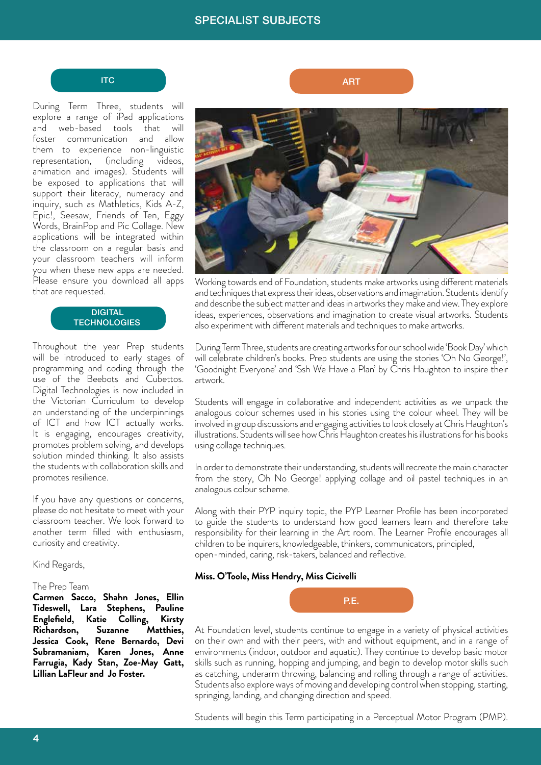# SPECIALIST SUBJECTS

## ITC

During Term Three, students will explore a range of iPad applications and web-based tools that will foster communication and allow them to experience non-linguistic representation, (including videos, animation and images). Students will be exposed to applications that will support their literacy, numeracy and inquiry, such as Mathletics, Kids A-Z, Epic!, Seesaw, Friends of Ten, Eggy Words, BrainPop and Pic Collage. New applications will be integrated within the classroom on a regular basis and your classroom teachers will inform you when these new apps are needed. Please ensure you download all apps that are requested.

## DIGITAL TECHNOLOGIES

Throughout the year Prep students will be introduced to early stages of programming and coding through the use of the Beebots and Cubettos. Digital Technologies is now included in the Victorian Curriculum to develop an understanding of the underpinnings of ICT and how ICT actually works. It is engaging, encourages creativity, promotes problem solving, and develops solution minded thinking. It also assists the students with collaboration skills and promotes resilience.

If you have any questions or concerns, please do not hesitate to meet with your classroom teacher. We look forward to another term filled with enthusiasm, curiosity and creativity.

Kind Regards,

The Prep Team
**Carmen Sacco, Shahn Jones, Ellin Tideswell, Lara Stephens, Pauline Englefield, Katie Colling, Kirsty Richardson, Suzanne Matthies, Jessica Cook, Rene Bernardo, Devi Subramaniam, Karen Jones, Anne Farrugia, Kady Stan, Zoe-May Gatt, Lillian LaFleur and Jo Foster.**

## ART

Working towards end of Foundation, students make artworks using different materials and techniques that express their ideas, observations and imagination. Students identify and describe the subject matter and ideas in artworks they make and view. They explore ideas, experiences, observations and imagination to create visual artworks. Students also experiment with different materials and techniques to make artworks.

During Term Three, students are creating artworks for our school wide 'Book Day' which will celebrate children's books. Prep students are using the stories 'Oh No George!', 'Goodnight Everyone' and 'Ssh We Have a Plan' by Chris Haughton to inspire their artwork.

Students will engage in collaborative and independent activities as we unpack the analogous colour schemes used in his stories using the colour wheel. They will be involved in group discussions and engaging activities to look closely at Chris Haughton's illustrations. Students will see how Chris Haughton creates his illustrations for his books using collage techniques.

In order to demonstrate their understanding, students will recreate the main character from the story, Oh No George! applying collage and oil pastel techniques in an analogous colour scheme.

Along with their PYP inquiry topic, the PYP Learner Profile has been incorporated to guide the students to understand how good learners learn and therefore take responsibility for their learning in the Art room. The Learner Profile encourages all children to be inquirers, knowledgeable, thinkers, communicators, principled, open-minded, caring, risk-takers, balanced and reflective.

**Miss. O'Toole, Miss Hendry, Miss Cicivelli**

## P.E.

At Foundation level, students continue to engage in a variety of physical activities on their own and with their peers, with and without equipment, and in a range of environments (indoor, outdoor and aquatic). They continue to develop basic motor skills such as running, hopping and jumping, and begin to develop motor skills such as catching, underarm throwing, balancing and rolling through a range of activities. Students also explore ways of moving and developing control when stopping, starting, springing, landing, and changing direction and speed.

Students will begin this Term participating in a Perceptual Motor Program (PMP).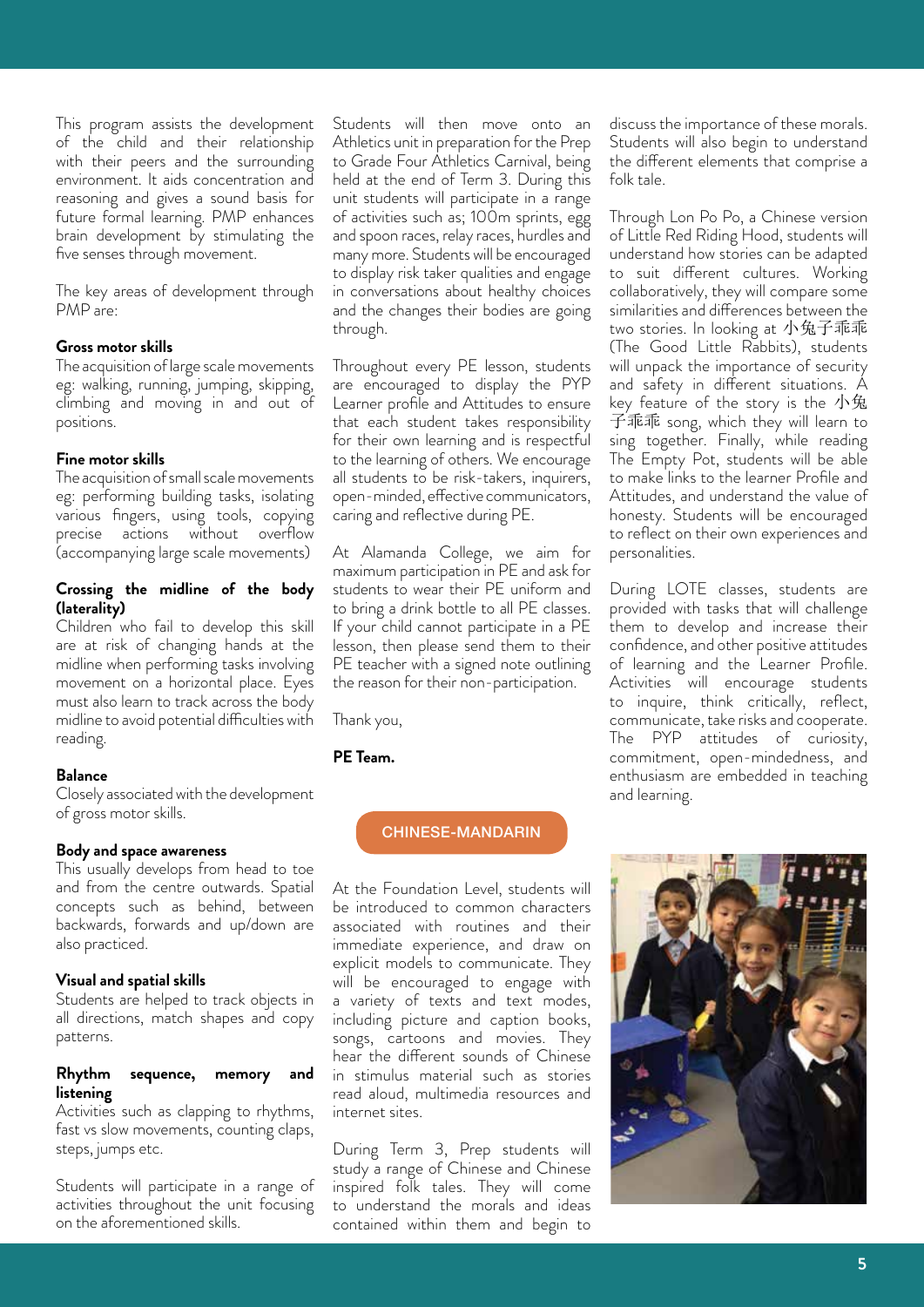This program assists the development of the child and their relationship with their peers and the surrounding environment. It aids concentration and reasoning and gives a sound basis for future formal learning. PMP enhances brain development by stimulating the five senses through movement.

The key areas of development through PMP are:

**Gross motor skills**
The acquisition of large scale movements eg: walking, running, jumping, skipping, climbing and moving in and out of positions.

**Fine motor skills**
The acquisition of small scale movements eg: performing building tasks, isolating various fingers, using tools, copying precise actions without overflow (accompanying large scale movements)

**Crossing the midline of the body (laterality)**
Children who fail to develop this skill are at risk of changing hands at the midline when performing tasks involving movement on a horizontal place. Eyes must also learn to track across the body midline to avoid potential difficulties with reading.

**Balance**
Closely associated with the development of gross motor skills.

**Body and space awareness**
This usually develops from head to toe and from the centre outwards. Spatial concepts such as behind, between backwards, forwards and up/down are also practiced.

**Visual and spatial skills**
Students are helped to track objects in all directions, match shapes and copy patterns.

**Rhythm sequence, memory and listening**
Activities such as clapping to rhythms, fast vs slow movements, counting claps, steps, jumps etc.

Students will participate in a range of activities throughout the unit focusing on the aforementioned skills.

Students will then move onto an Athletics unit in preparation for the Prep to Grade Four Athletics Carnival, being held at the end of Term 3. During this unit students will participate in a range of activities such as; 100m sprints, egg and spoon races, relay races, hurdles and many more. Students will be encouraged to display risk taker qualities and engage in conversations about healthy choices and the changes their bodies are going through.

Throughout every PE lesson, students are encouraged to display the PYP Learner profile and Attitudes to ensure that each student takes responsibility for their own learning and is respectful to the learning of others. We encourage all students to be risk-takers, inquirers, open-minded, effective communicators, caring and reflective during PE.

At Alamanda College, we aim for maximum participation in PE and ask for students to wear their PE uniform and to bring a drink bottle to all PE classes. If your child cannot participate in a PE lesson, then please send them to their PE teacher with a signed note outlining the reason for their non-participation.

Thank you,

**PE Team.**

## CHINESE-MANDARIN

At the Foundation Level, students will be introduced to common characters associated with routines and their immediate experience, and draw on explicit models to communicate. They will be encouraged to engage with a variety of texts and text modes, including picture and caption books, songs, cartoons and movies. They hear the different sounds of Chinese in stimulus material such as stories read aloud, multimedia resources and internet sites.

During Term 3, Prep students will study a range of Chinese and Chinese inspired folk tales. They will come to understand the morals and ideas contained within them and begin to discuss the importance of these morals. Students will also begin to understand the different elements that comprise a folk tale.

Through Lon Po Po, a Chinese version of Little Red Riding Hood, students will understand how stories can be adapted to suit different cultures. Working collaboratively, they will compare some similarities and differences between the two stories. In looking at 小兔子乖乖 (The Good Little Rabbits), students will unpack the importance of security and safety in different situations. A key feature of the story is the 小兔子乖乖 song, which they will learn to sing together. Finally, while reading The Empty Pot, students will be able to make links to the learner Profile and Attitudes, and understand the value of honesty. Students will be encouraged to reflect on their own experiences and personalities.

During LOTE classes, students are provided with tasks that will challenge them to develop and increase their confidence, and other positive attitudes of learning and the Learner Profile. Activities will encourage students to inquire, think critically, reflect, communicate, take risks and cooperate. The PYP attitudes of curiosity, commitment, open-mindedness, and enthusiasm are embedded in teaching and learning.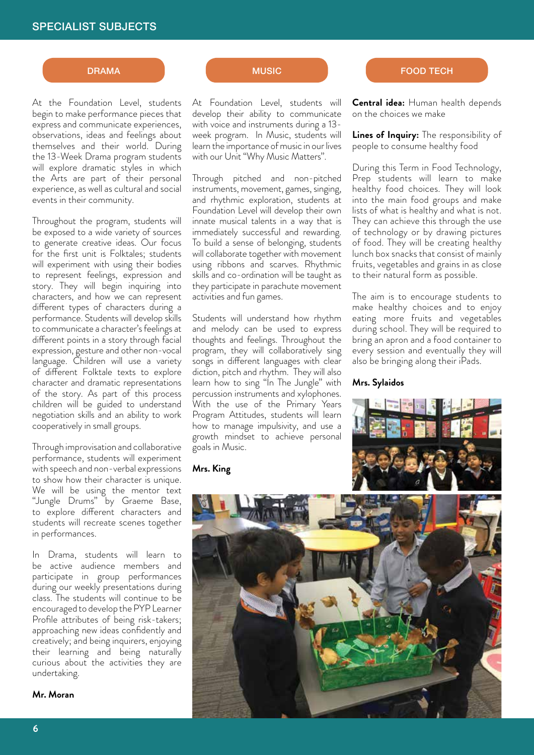# SPECIALIST SUBJECTS

## DRAMA

At the Foundation Level, students begin to make performance pieces that express and communicate experiences, observations, ideas and feelings about themselves and their world. During the 13-Week Drama program students will explore dramatic styles in which the Arts are part of their personal experience, as well as cultural and social events in their community.

Throughout the program, students will be exposed to a wide variety of sources to generate creative ideas. Our focus for the first unit is Folktales; students will experiment with using their bodies to represent feelings, expression and story. They will begin inquiring into characters, and how we can represent different types of characters during a performance. Students will develop skills to communicate a character's feelings at different points in a story through facial expression, gesture and other non-vocal language. Children will use a variety of different Folktale texts to explore character and dramatic representations of the story. As part of this process children will be guided to understand negotiation skills and an ability to work cooperatively in small groups.

Through improvisation and collaborative performance, students will experiment with speech and non-verbal expressions to show how their character is unique. We will be using the mentor text "Jungle Drums" by Graeme Base, to explore different characters and students will recreate scenes together in performances.

In Drama, students will learn to be active audience members and participate in group performances during our weekly presentations during class. The students will continue to be encouraged to develop the PYP Learner Profile attributes of being risk-takers; approaching new ideas confidently and creatively; and being inquirers, enjoying their learning and being naturally curious about the activities they are undertaking.

**Mr. Moran**

## MUSIC

At Foundation Level, students will develop their ability to communicate with voice and instruments during a 13-week program. In Music, students will learn the importance of music in our lives with our Unit "Why Music Matters".

Through pitched and non-pitched instruments, movement, games, singing, and rhythmic exploration, students at Foundation Level will develop their own innate musical talents in a way that is immediately successful and rewarding. To build a sense of belonging, students will collaborate together with movement using ribbons and scarves. Rhythmic skills and co-ordination will be taught as they participate in parachute movement activities and fun games.

Students will understand how rhythm and melody can be used to express thoughts and feelings. Throughout the program, they will collaboratively sing songs in different languages with clear diction, pitch and rhythm. They will also learn how to sing "In The Jungle" with percussion instruments and xylophones. With the use of the Primary Years Program Attitudes, students will learn how to manage impulsivity, and use a growth mindset to achieve personal goals in Music.

**Mrs. King**

## FOOD TECH

**Central idea:** Human health depends on the choices we make

**Lines of Inquiry:** The responsibility of people to consume healthy food

During this Term in Food Technology, Prep students will learn to make healthy food choices. They will look into the main food groups and make lists of what is healthy and what is not. They can achieve this through the use of technology or by drawing pictures of food. They will be creating healthy lunch box snacks that consist of mainly fruits, vegetables and grains in as close to their natural form as possible.

The aim is to encourage students to make healthy choices and to enjoy eating more fruits and vegetables during school. They will be required to bring an apron and a food container to every session and eventually they will also be bringing along their iPads.

**Mrs. Sylaidos**